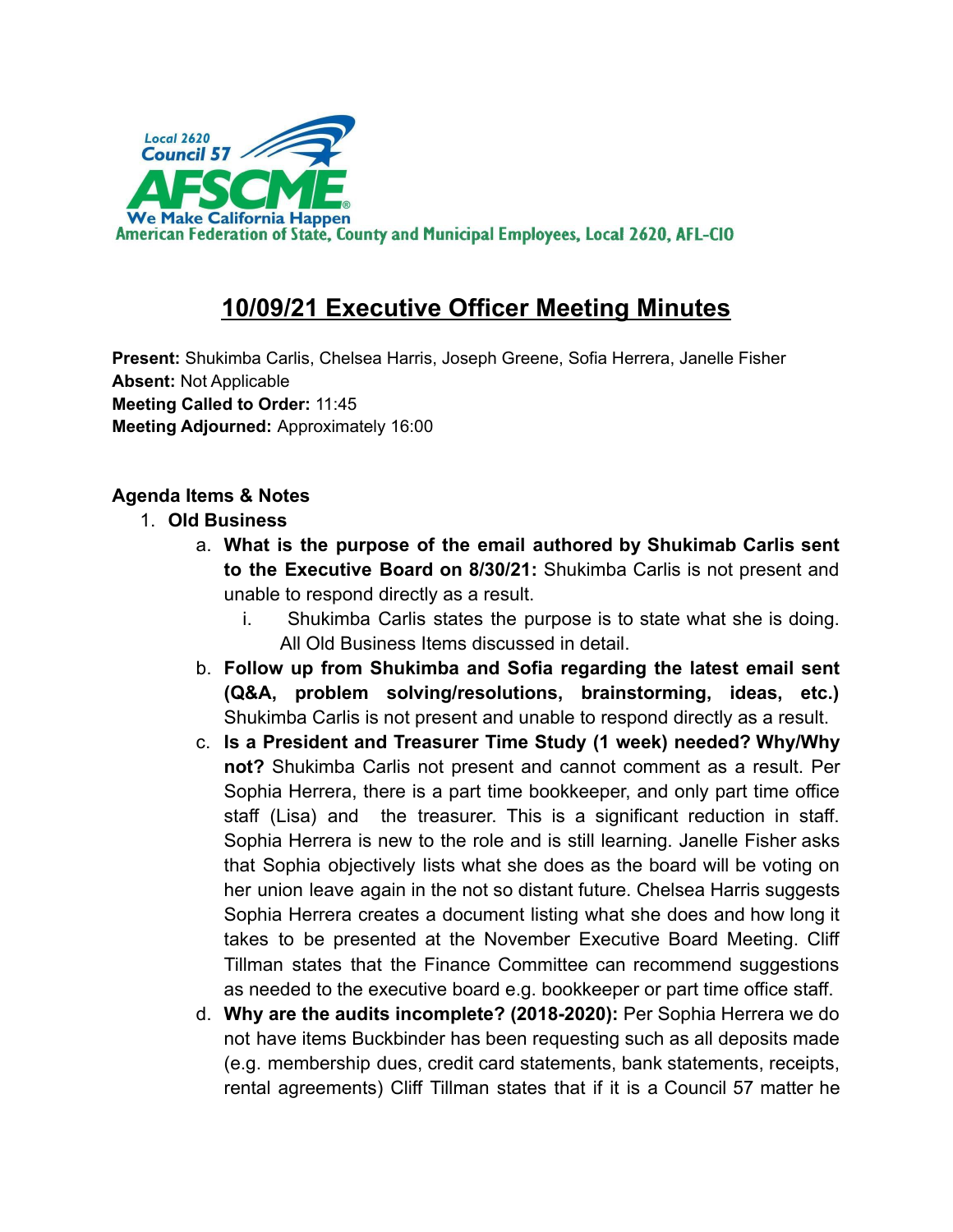Local 2620
Council 57
AFSCME
We Make California Happen
American Federation of State, County and Municipal Employees, Local 2620, AFL-CIO

# 10/09/21 Executive Officer Meeting Minutes

**Present:** Shukimba Carlis, Chelsea Harris, Joseph Greene, Sofia Herrera, Janelle Fisher
**Absent:** Not Applicable
**Meeting Called to Order:** 11:45
**Meeting Adjourned:** Approximately 16:00

**Agenda Items & Notes**

1. **Old Business**
   a. **What is the purpose of the email authored by Shukimab Carlis sent to the Executive Board on 8/30/21:** Shukimba Carlis is not present and unable to respond directly as a result.
      i. Shukimba Carlis states the purpose is to state what she is doing. All Old Business Items discussed in detail.
   b. **Follow up from Shukimba and Sofia regarding the latest email sent (Q&A, problem solving/resolutions, brainstorming, ideas, etc.)** Shukimba Carlis is not present and unable to respond directly as a result.
   c. **Is a President and Treasurer Time Study (1 week) needed? Why/Why not?** Shukimba Carlis not present and cannot comment as a result. Per Sophia Herrera, there is a part time bookkeeper, and only part time office staff (Lisa) and the treasurer. This is a significant reduction in staff. Sophia Herrera is new to the role and is still learning. Janelle Fisher asks that Sophia objectively lists what she does as the board will be voting on her union leave again in the not so distant future. Chelsea Harris suggests Sophia Herrera creates a document listing what she does and how long it takes to be presented at the November Executive Board Meeting. Cliff Tillman states that the Finance Committee can recommend suggestions as needed to the executive board e.g. bookkeeper or part time office staff.
   d. **Why are the audits incomplete? (2018-2020):** Per Sophia Herrera we do not have items Buckbinder has been requesting such as all deposits made (e.g. membership dues, credit card statements, bank statements, receipts, rental agreements) Cliff Tillman states that if it is a Council 57 matter he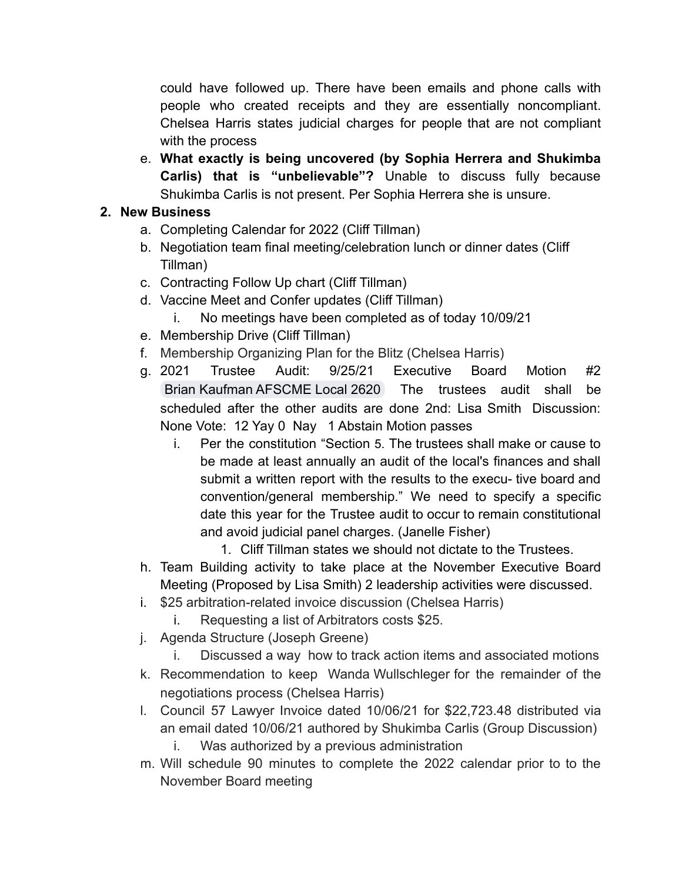could have followed up. There have been emails and phone calls with people who created receipts and they are essentially noncompliant. Chelsea Harris states judicial charges for people that are not compliant with the process

e. **What exactly is being uncovered (by Sophia Herrera and Shukimba Carlis) that is "unbelievable"?** Unable to discuss fully because Shukimba Carlis is not present. Per Sophia Herrera she is unsure.

2. **New Business**
   a. Completing Calendar for 2022 (Cliff Tillman)
   b. Negotiation team final meeting/celebration lunch or dinner dates (Cliff Tillman)
   c. Contracting Follow Up chart (Cliff Tillman)
   d. Vaccine Meet and Confer updates (Cliff Tillman)
      i. No meetings have been completed as of today 10/09/21
   e. Membership Drive (Cliff Tillman)
   f. Membership Organizing Plan for the Blitz (Chelsea Harris)
   g. 2021 Trustee Audit: 9/25/21 Executive Board Motion #2 Brian Kaufman AFSCME Local 2620 The trustees audit shall be scheduled after the other audits are done 2nd: Lisa Smith Discussion: None Vote: 12 Yay 0 Nay 1 Abstain Motion passes
      i. Per the constitution "Section 5. The trustees shall make or cause to be made at least annually an audit of the local's finances and shall submit a written report with the results to the execu- tive board and convention/general membership." We need to specify a specific date this year for the Trustee audit to occur to remain constitutional and avoid judicial panel charges. (Janelle Fisher)
         1. Cliff Tillman states we should not dictate to the Trustees.
   h. Team Building activity to take place at the November Executive Board Meeting (Proposed by Lisa Smith) 2 leadership activities were discussed.
   i. $25 arbitration-related invoice discussion (Chelsea Harris)
      i. Requesting a list of Arbitrators costs $25.
   j. Agenda Structure (Joseph Greene)
      i. Discussed a way how to track action items and associated motions
   k. Recommendation to keep Wanda Wullschleger for the remainder of the negotiations process (Chelsea Harris)
   l. Council 57 Lawyer Invoice dated 10/06/21 for $22,723.48 distributed via an email dated 10/06/21 authored by Shukimba Carlis (Group Discussion)
      i. Was authorized by a previous administration
   m. Will schedule 90 minutes to complete the 2022 calendar prior to to the November Board meeting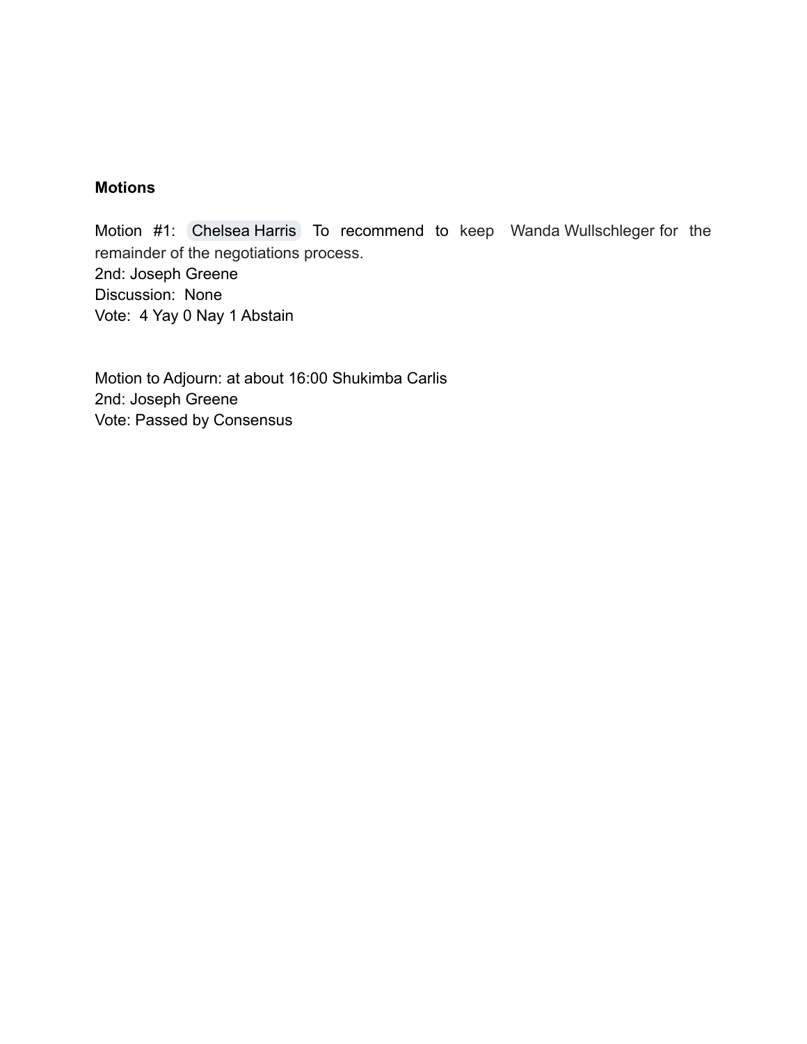**Motions**

Motion #1: Chelsea Harris To recommend to keep Wanda Wullschleger for the remainder of the negotiations process.
2nd: Joseph Greene
Discussion: None
Vote: 4 Yay 0 Nay 1 Abstain

Motion to Adjourn: at about 16:00 Shukimba Carlis
2nd: Joseph Greene
Vote: Passed by Consensus